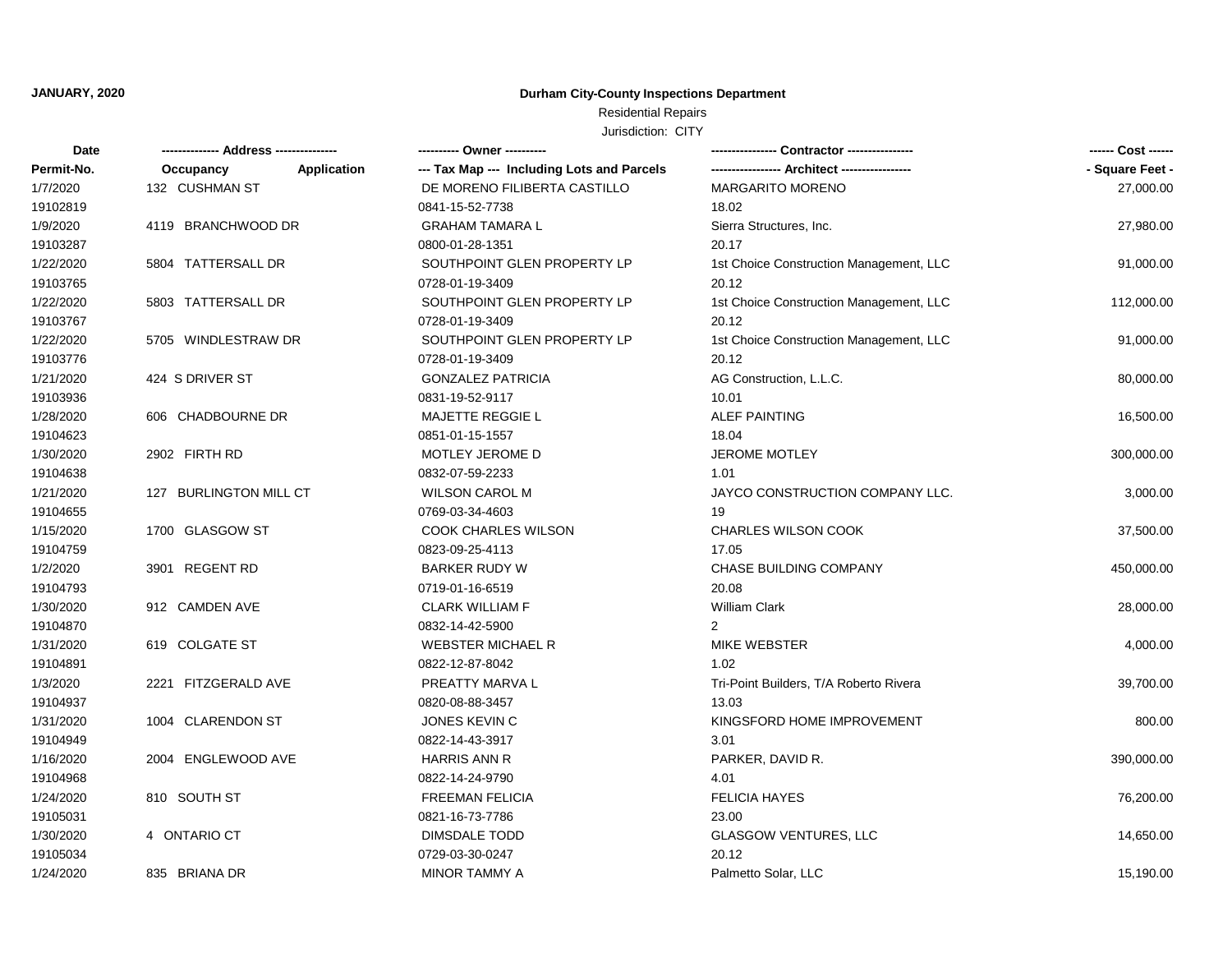**JANUARY, 2020**

**Durham City-County Inspections Department**

Residential Repairs

Jurisdiction: CITY

| Date<br>Permit-No. | Address<br>Occupancy / Application | Owner<br>Tax Map --- Including Lots and Parcels | Contractor<br>Architect | Cost<br>Square Feet |
|---|---|---|---|---|
| 1/7/2020<br>19102819 | 132 CUSHMAN ST | DE MORENO FILIBERTA CASTILLO<br>0841-15-52-7738 | MARGARITO MORENO<br>18.02 | 27,000.00 |
| 1/9/2020<br>19103287 | 4119 BRANCHWOOD DR | GRAHAM TAMARA L<br>0800-01-28-1351 | Sierra Structures, Inc.<br>20.17 | 27,980.00 |
| 1/22/2020<br>19103765 | 5804 TATTERSALL DR | SOUTHPOINT GLEN PROPERTY LP<br>0728-01-19-3409 | 1st Choice Construction Management, LLC<br>20.12 | 91,000.00 |
| 1/22/2020<br>19103767 | 5803 TATTERSALL DR | SOUTHPOINT GLEN PROPERTY LP<br>0728-01-19-3409 | 1st Choice Construction Management, LLC<br>20.12 | 112,000.00 |
| 1/22/2020<br>19103776 | 5705 WINDLESTRAW DR | SOUTHPOINT GLEN PROPERTY LP<br>0728-01-19-3409 | 1st Choice Construction Management, LLC<br>20.12 | 91,000.00 |
| 1/21/2020<br>19103936 | 424 S DRIVER ST | GONZALEZ PATRICIA<br>0831-19-52-9117 | AG Construction, L.L.C.<br>10.01 | 80,000.00 |
| 1/28/2020<br>19104623 | 606 CHADBOURNE DR | MAJETTE REGGIE L<br>0851-01-15-1557 | ALEF PAINTING<br>18.04 | 16,500.00 |
| 1/30/2020<br>19104638 | 2902 FIRTH RD | MOTLEY JEROME D<br>0832-07-59-2233 | JEROME MOTLEY<br>1.01 | 300,000.00 |
| 1/21/2020<br>19104655 | 127 BURLINGTON MILL CT | WILSON CAROL M<br>0769-03-34-4603 | JAYCO CONSTRUCTION COMPANY LLC.<br>19 | 3,000.00 |
| 1/15/2020<br>19104759 | 1700 GLASGOW ST | COOK CHARLES WILSON<br>0823-09-25-4113 | CHARLES WILSON COOK<br>17.05 | 37,500.00 |
| 1/2/2020<br>19104793 | 3901 REGENT RD | BARKER RUDY W<br>0719-01-16-6519 | CHASE BUILDING COMPANY<br>20.08 | 450,000.00 |
| 1/30/2020<br>19104870 | 912 CAMDEN AVE | CLARK WILLIAM F<br>0832-14-42-5900 | William Clark<br>2 | 28,000.00 |
| 1/31/2020<br>19104891 | 619 COLGATE ST | WEBSTER MICHAEL R<br>0822-12-87-8042 | MIKE WEBSTER<br>1.02 | 4,000.00 |
| 1/3/2020<br>19104937 | 2221 FITZGERALD AVE | PREATTY MARVA L<br>0820-08-88-3457 | Tri-Point Builders, T/A Roberto Rivera<br>13.03 | 39,700.00 |
| 1/31/2020<br>19104949 | 1004 CLARENDON ST | JONES KEVIN C<br>0822-14-43-3917 | KINGSFORD HOME IMPROVEMENT<br>3.01 | 800.00 |
| 1/16/2020<br>19104968 | 2004 ENGLEWOOD AVE | HARRIS ANN R<br>0822-14-24-9790 | PARKER, DAVID R.<br>4.01 | 390,000.00 |
| 1/24/2020<br>19105031 | 810 SOUTH ST | FREEMAN FELICIA<br>0821-16-73-7786 | FELICIA HAYES<br>23.00 | 76,200.00 |
| 1/30/2020<br>19105034 | 4 ONTARIO CT | DIMSDALE TODD<br>0729-03-30-0247 | GLASGOW VENTURES, LLC<br>20.12 | 14,650.00 |
| 1/24/2020 | 835 BRIANA DR | MINOR TAMMY A | Palmetto Solar, LLC | 15,190.00 |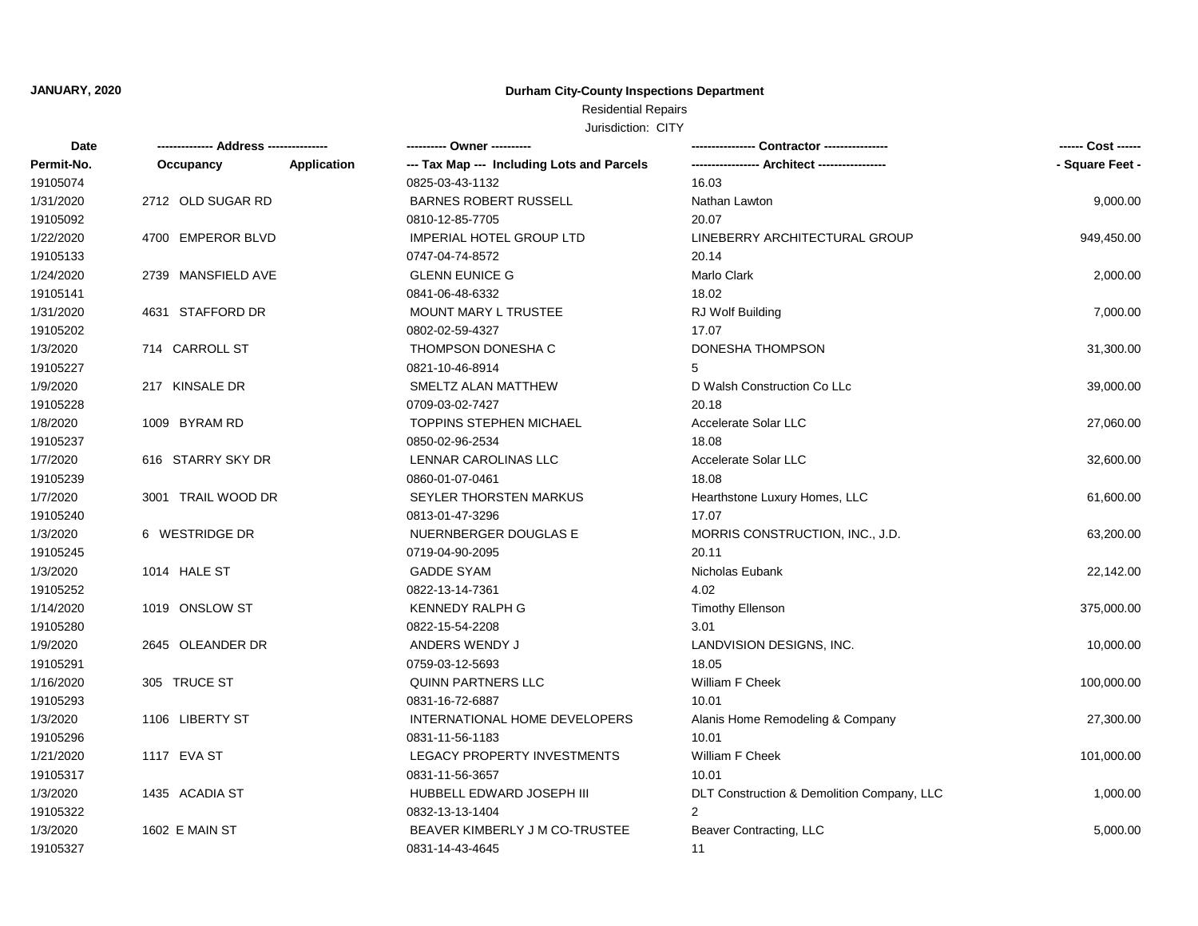**JANUARY, 2020**

**Durham City-County Inspections Department**

Residential Repairs

Jurisdiction: CITY

| Date | ------------- Address -------------- | | ---------- Owner ---------- | ---------------- Contractor ---------------- | ------ Cost ------ |
|---|---|---|---|---|---|
| Permit-No. | Occupancy | Application | --- Tax Map --- Including Lots and Parcels | ---------------- Architect ---------------- | - Square Feet - |
| 19105074 | | | 0825-03-43-1132 | 16.03 | |
| 1/31/2020 | 2712 OLD SUGAR RD | | BARNES ROBERT RUSSELL | Nathan Lawton | 9,000.00 |
| 19105092 | | | 0810-12-85-7705 | 20.07 | |
| 1/22/2020 | 4700 EMPEROR BLVD | | IMPERIAL HOTEL GROUP LTD | LINEBERRY ARCHITECTURAL GROUP | 949,450.00 |
| 19105133 | | | 0747-04-74-8572 | 20.14 | |
| 1/24/2020 | 2739 MANSFIELD AVE | | GLENN EUNICE G | Marlo Clark | 2,000.00 |
| 19105141 | | | 0841-06-48-6332 | 18.02 | |
| 1/31/2020 | 4631 STAFFORD DR | | MOUNT MARY L TRUSTEE | RJ Wolf Building | 7,000.00 |
| 19105202 | | | 0802-02-59-4327 | 17.07 | |
| 1/3/2020 | 714 CARROLL ST | | THOMPSON DONESHA C | DONESHA THOMPSON | 31,300.00 |
| 19105227 | | | 0821-10-46-8914 | 5 | |
| 1/9/2020 | 217 KINSALE DR | | SMELTZ ALAN MATTHEW | D Walsh Construction Co LLc | 39,000.00 |
| 19105228 | | | 0709-03-02-7427 | 20.18 | |
| 1/8/2020 | 1009 BYRAM RD | | TOPPINS STEPHEN MICHAEL | Accelerate Solar LLC | 27,060.00 |
| 19105237 | | | 0850-02-96-2534 | 18.08 | |
| 1/7/2020 | 616 STARRY SKY DR | | LENNAR CAROLINAS LLC | Accelerate Solar LLC | 32,600.00 |
| 19105239 | | | 0860-01-07-0461 | 18.08 | |
| 1/7/2020 | 3001 TRAIL WOOD DR | | SEYLER THORSTEN MARKUS | Hearthstone Luxury Homes, LLC | 61,600.00 |
| 19105240 | | | 0813-01-47-3296 | 17.07 | |
| 1/3/2020 | 6 WESTRIDGE DR | | NUERNBERGER DOUGLAS E | MORRIS CONSTRUCTION, INC., J.D. | 63,200.00 |
| 19105245 | | | 0719-04-90-2095 | 20.11 | |
| 1/3/2020 | 1014 HALE ST | | GADDE SYAM | Nicholas Eubank | 22,142.00 |
| 19105252 | | | 0822-13-14-7361 | 4.02 | |
| 1/14/2020 | 1019 ONSLOW ST | | KENNEDY RALPH G | Timothy Ellenson | 375,000.00 |
| 19105280 | | | 0822-15-54-2208 | 3.01 | |
| 1/9/2020 | 2645 OLEANDER DR | | ANDERS WENDY J | LANDVISION DESIGNS, INC. | 10,000.00 |
| 19105291 | | | 0759-03-12-5693 | 18.05 | |
| 1/16/2020 | 305 TRUCE ST | | QUINN PARTNERS LLC | William F Cheek | 100,000.00 |
| 19105293 | | | 0831-16-72-6887 | 10.01 | |
| 1/3/2020 | 1106 LIBERTY ST | | INTERNATIONAL HOME DEVELOPERS | Alanis Home Remodeling & Company | 27,300.00 |
| 19105296 | | | 0831-11-56-1183 | 10.01 | |
| 1/21/2020 | 1117 EVA ST | | LEGACY PROPERTY INVESTMENTS | William F Cheek | 101,000.00 |
| 19105317 | | | 0831-11-56-3657 | 10.01 | |
| 1/3/2020 | 1435 ACADIA ST | | HUBBELL EDWARD JOSEPH III | DLT Construction & Demolition Company, LLC | 1,000.00 |
| 19105322 | | | 0832-13-13-1404 | 2 | |
| 1/3/2020 | 1602 E MAIN ST | | BEAVER KIMBERLY J M CO-TRUSTEE | Beaver Contracting, LLC | 5,000.00 |
| 19105327 | | | 0831-14-43-4645 | 11 | |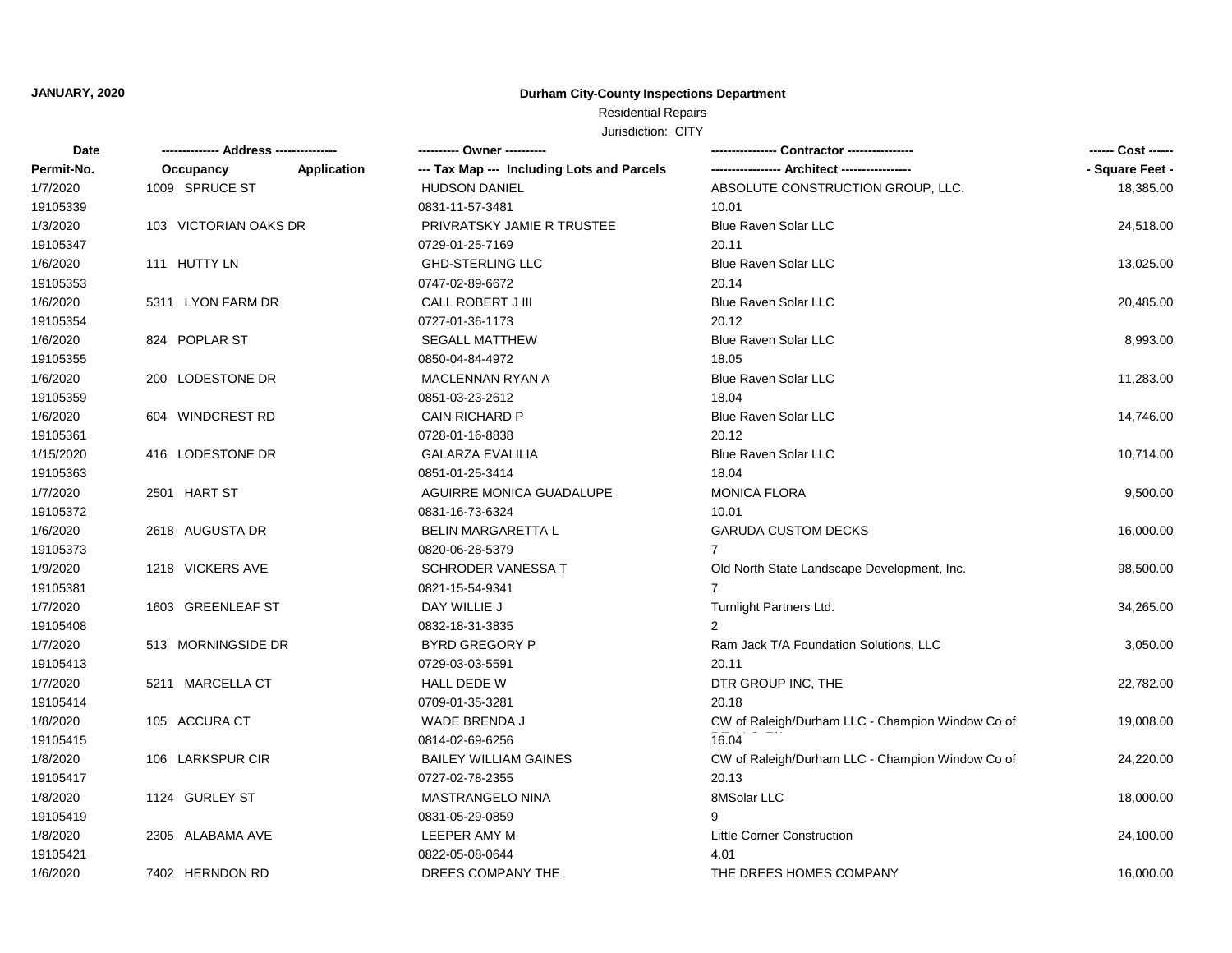**JANUARY, 2020**

# Durham City-County Inspections Department

Residential Repairs

Jurisdiction: CITY

| Date / Permit-No. | Address: Occupancy / Application | Owner / Tax Map --- Including Lots and Parcels | Contractor / Architect | Cost / Square Feet |
|---|---|---|---|---|
| 1/7/2020 | 1009 SPRUCE ST | HUDSON DANIEL | ABSOLUTE CONSTRUCTION GROUP, LLC. | 18,385.00 |
| 19105339 | | 0831-11-57-3481 | 10.01 | |
| 1/3/2020 | 103 VICTORIAN OAKS DR | PRIVRATSKY JAMIE R TRUSTEE | Blue Raven Solar LLC | 24,518.00 |
| 19105347 | | 0729-01-25-7169 | 20.11 | |
| 1/6/2020 | 111 HUTTY LN | GHD-STERLING LLC | Blue Raven Solar LLC | 13,025.00 |
| 19105353 | | 0747-02-89-6672 | 20.14 | |
| 1/6/2020 | 5311 LYON FARM DR | CALL ROBERT J III | Blue Raven Solar LLC | 20,485.00 |
| 19105354 | | 0727-01-36-1173 | 20.12 | |
| 1/6/2020 | 824 POPLAR ST | SEGALL MATTHEW | Blue Raven Solar LLC | 8,993.00 |
| 19105355 | | 0850-04-84-4972 | 18.05 | |
| 1/6/2020 | 200 LODESTONE DR | MACLENNAN RYAN A | Blue Raven Solar LLC | 11,283.00 |
| 19105359 | | 0851-03-23-2612 | 18.04 | |
| 1/6/2020 | 604 WINDCREST RD | CAIN RICHARD P | Blue Raven Solar LLC | 14,746.00 |
| 19105361 | | 0728-01-16-8838 | 20.12 | |
| 1/15/2020 | 416 LODESTONE DR | GALARZA EVALILIA | Blue Raven Solar LLC | 10,714.00 |
| 19105363 | | 0851-01-25-3414 | 18.04 | |
| 1/7/2020 | 2501 HART ST | AGUIRRE MONICA GUADALUPE | MONICA FLORA | 9,500.00 |
| 19105372 | | 0831-16-73-6324 | 10.01 | |
| 1/6/2020 | 2618 AUGUSTA DR | BELIN MARGARETTA L | GARUDA CUSTOM DECKS | 16,000.00 |
| 19105373 | | 0820-06-28-5379 | 7 | |
| 1/9/2020 | 1218 VICKERS AVE | SCHRODER VANESSA T | Old North State Landscape Development, Inc. | 98,500.00 |
| 19105381 | | 0821-15-54-9341 | 7 | |
| 1/7/2020 | 1603 GREENLEAF ST | DAY WILLIE J | Turnlight Partners Ltd. | 34,265.00 |
| 19105408 | | 0832-18-31-3835 | 2 | |
| 1/7/2020 | 513 MORNINGSIDE DR | BYRD GREGORY P | Ram Jack T/A Foundation Solutions, LLC | 3,050.00 |
| 19105413 | | 0729-03-03-5591 | 20.11 | |
| 1/7/2020 | 5211 MARCELLA CT | HALL DEDE W | DTR GROUP INC, THE | 22,782.00 |
| 19105414 | | 0709-01-35-3281 | 20.18 | |
| 1/8/2020 | 105 ACCURA CT | WADE BRENDA J | CW of Raleigh/Durham LLC - Champion Window Co of | 19,008.00 |
| 19105415 | | 0814-02-69-6256 | 16.04 | |
| 1/8/2020 | 106 LARKSPUR CIR | BAILEY WILLIAM GAINES | CW of Raleigh/Durham LLC - Champion Window Co of | 24,220.00 |
| 19105417 | | 0727-02-78-2355 | 20.13 | |
| 1/8/2020 | 1124 GURLEY ST | MASTRANGELO NINA | 8MSolar LLC | 18,000.00 |
| 19105419 | | 0831-05-29-0859 | 9 | |
| 1/8/2020 | 2305 ALABAMA AVE | LEEPER AMY M | Little Corner Construction | 24,100.00 |
| 19105421 | | 0822-05-08-0644 | 4.01 | |
| 1/6/2020 | 7402 HERNDON RD | DREES COMPANY THE | THE DREES HOMES COMPANY | 16,000.00 |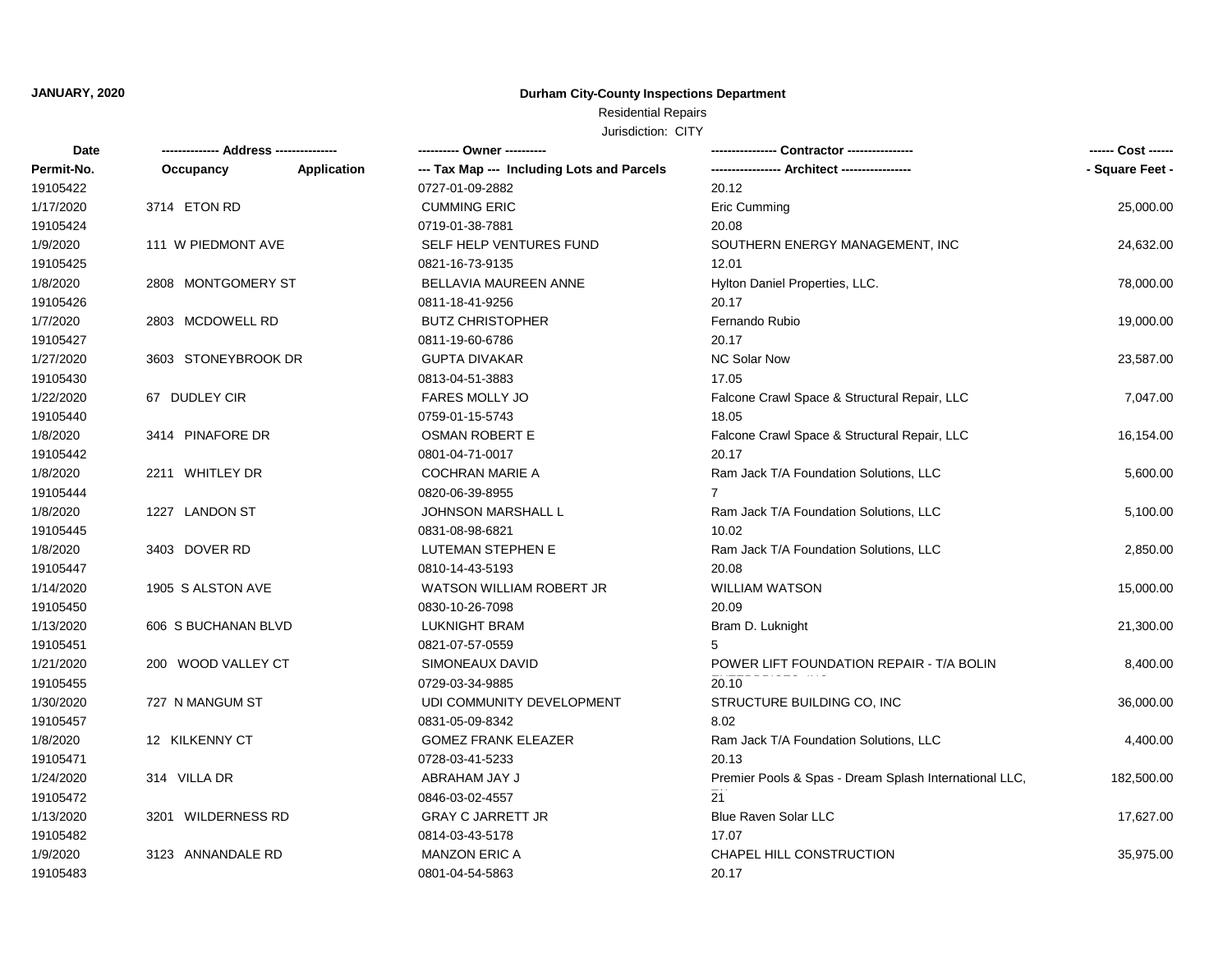**JANUARY, 2020**

**Durham City-County Inspections Department**

Residential Repairs

Jurisdiction: CITY

| Date | ------------- Address -------------- | | ---------- Owner ---------- | ---------------- Contractor ---------------- | ------ Cost ------ |
|---|---|---|---|---|---|
| **Permit-No.** | **Occupancy** | **Application** | **--- Tax Map --- Including Lots and Parcels** | **----------------- Architect -----------------** | **- Square Feet -** |
| 19105422 | | | 0727-01-09-2882 | 20.12 | |
| 1/17/2020 | 3714 ETON RD | | CUMMING ERIC | Eric Cumming | 25,000.00 |
| 19105424 | | | 0719-01-38-7881 | 20.08 | |
| 1/9/2020 | 111 W PIEDMONT AVE | | SELF HELP VENTURES FUND | SOUTHERN ENERGY MANAGEMENT, INC | 24,632.00 |
| 19105425 | | | 0821-16-73-9135 | 12.01 | |
| 1/8/2020 | 2808 MONTGOMERY ST | | BELLAVIA MAUREEN ANNE | Hylton Daniel Properties, LLC. | 78,000.00 |
| 19105426 | | | 0811-18-41-9256 | 20.17 | |
| 1/7/2020 | 2803 MCDOWELL RD | | BUTZ CHRISTOPHER | Fernando Rubio | 19,000.00 |
| 19105427 | | | 0811-19-60-6786 | 20.17 | |
| 1/27/2020 | 3603 STONEYBROOK DR | | GUPTA DIVAKAR | NC Solar Now | 23,587.00 |
| 19105430 | | | 0813-04-51-3883 | 17.05 | |
| 1/22/2020 | 67 DUDLEY CIR | | FARES MOLLY JO | Falcone Crawl Space & Structural Repair, LLC | 7,047.00 |
| 19105440 | | | 0759-01-15-5743 | 18.05 | |
| 1/8/2020 | 3414 PINAFORE DR | | OSMAN ROBERT E | Falcone Crawl Space & Structural Repair, LLC | 16,154.00 |
| 19105442 | | | 0801-04-71-0017 | 20.17 | |
| 1/8/2020 | 2211 WHITLEY DR | | COCHRAN MARIE A | Ram Jack T/A Foundation Solutions, LLC | 5,600.00 |
| 19105444 | | | 0820-06-39-8955 | 7 | |
| 1/8/2020 | 1227 LANDON ST | | JOHNSON MARSHALL L | Ram Jack T/A Foundation Solutions, LLC | 5,100.00 |
| 19105445 | | | 0831-08-98-6821 | 10.02 | |
| 1/8/2020 | 3403 DOVER RD | | LUTEMAN STEPHEN E | Ram Jack T/A Foundation Solutions, LLC | 2,850.00 |
| 19105447 | | | 0810-14-43-5193 | 20.08 | |
| 1/14/2020 | 1905 S ALSTON AVE | | WATSON WILLIAM ROBERT JR | WILLIAM WATSON | 15,000.00 |
| 19105450 | | | 0830-10-26-7098 | 20.09 | |
| 1/13/2020 | 606 S BUCHANAN BLVD | | LUKNIGHT BRAM | Bram D. Luknight | 21,300.00 |
| 19105451 | | | 0821-07-57-0559 | 5 | |
| 1/21/2020 | 200 WOOD VALLEY CT | | SIMONEAUX DAVID | POWER LIFT FOUNDATION REPAIR - T/A BOLIN ENTERPRISES, INC | 8,400.00 |
| 19105455 | | | 0729-03-34-9885 | 20.10 | |
| 1/30/2020 | 727 N MANGUM ST | | UDI COMMUNITY DEVELOPMENT | STRUCTURE BUILDING CO, INC | 36,000.00 |
| 19105457 | | | 0831-05-09-8342 | 8.02 | |
| 1/8/2020 | 12 KILKENNY CT | | GOMEZ FRANK ELEAZER | Ram Jack T/A Foundation Solutions, LLC | 4,400.00 |
| 19105471 | | | 0728-03-41-5233 | 20.13 | |
| 1/24/2020 | 314 VILLA DR | | ABRAHAM JAY J | Premier Pools & Spas - Dream Splash International LLC, TA | 182,500.00 |
| 19105472 | | | 0846-03-02-4557 | 21 | |
| 1/13/2020 | 3201 WILDERNESS RD | | GRAY C JARRETT JR | Blue Raven Solar LLC | 17,627.00 |
| 19105482 | | | 0814-03-43-5178 | 17.07 | |
| 1/9/2020 | 3123 ANNANDALE RD | | MANZON ERIC A | CHAPEL HILL CONSTRUCTION | 35,975.00 |
| 19105483 | | | 0801-04-54-5863 | 20.17 | |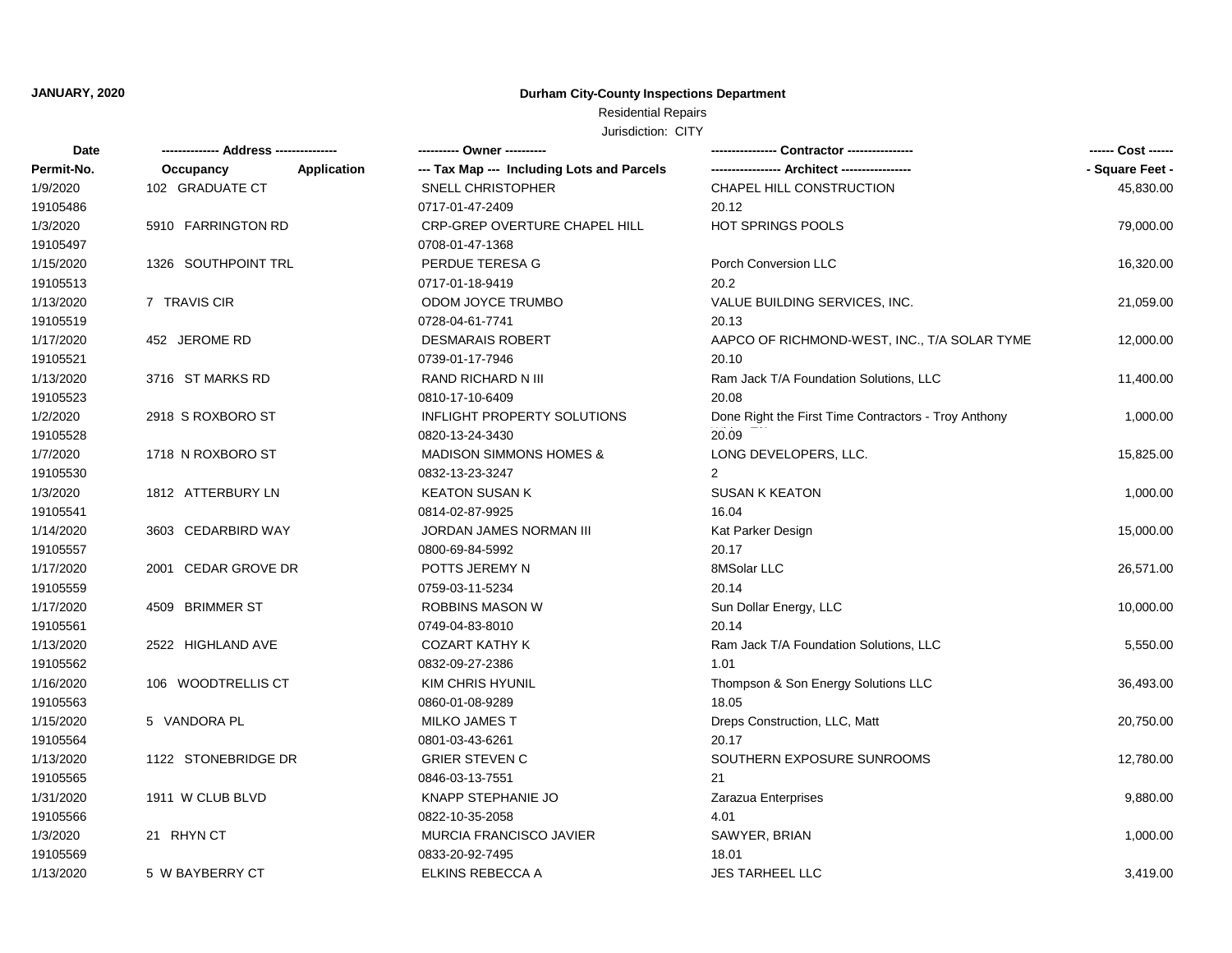**JANUARY, 2020**

**Durham City-County Inspections Department**

Residential Repairs

Jurisdiction: CITY

| Date | ------------- Address -------------- | | ---------- Owner ---------- | ---------------- Contractor ---------------- | ------ Cost ------ |
|---|---|---|---|---|---|
| Permit-No. | Occupancy | Application | --- Tax Map --- Including Lots and Parcels | ----------------- Architect ----------------- | - Square Feet - |
| 1/9/2020 | 102 GRADUATE CT | | SNELL CHRISTOPHER | CHAPEL HILL CONSTRUCTION | 45,830.00 |
| 19105486 | | | 0717-01-47-2409 | 20.12 | |
| 1/3/2020 | 5910 FARRINGTON RD | | CRP-GREP OVERTURE CHAPEL HILL | HOT SPRINGS POOLS | 79,000.00 |
| 19105497 | | | 0708-01-47-1368 | | |
| 1/15/2020 | 1326 SOUTHPOINT TRL | | PERDUE TERESA G | Porch Conversion LLC | 16,320.00 |
| 19105513 | | | 0717-01-18-9419 | 20.2 | |
| 1/13/2020 | 7 TRAVIS CIR | | ODOM JOYCE TRUMBO | VALUE BUILDING SERVICES, INC. | 21,059.00 |
| 19105519 | | | 0728-04-61-7741 | 20.13 | |
| 1/17/2020 | 452 JEROME RD | | DESMARAIS ROBERT | AAPCO OF RICHMOND-WEST, INC., T/A SOLAR TYME | 12,000.00 |
| 19105521 | | | 0739-01-17-7946 | 20.10 | |
| 1/13/2020 | 3716 ST MARKS RD | | RAND RICHARD N III | Ram Jack T/A Foundation Solutions, LLC | 11,400.00 |
| 19105523 | | | 0810-17-10-6409 | 20.08 | |
| 1/2/2020 | 2918 S ROXBORO ST | | INFLIGHT PROPERTY SOLUTIONS | Done Right the First Time Contractors - Troy Anthony | 1,000.00 |
| 19105528 | | | 0820-13-24-3430 | 20.09 | |
| 1/7/2020 | 1718 N ROXBORO ST | | MADISON SIMMONS HOMES & | LONG DEVELOPERS, LLC. | 15,825.00 |
| 19105530 | | | 0832-13-23-3247 | 2 | |
| 1/3/2020 | 1812 ATTERBURY LN | | KEATON SUSAN K | SUSAN K KEATON | 1,000.00 |
| 19105541 | | | 0814-02-87-9925 | 16.04 | |
| 1/14/2020 | 3603 CEDARBIRD WAY | | JORDAN JAMES NORMAN III | Kat Parker Design | 15,000.00 |
| 19105557 | | | 0800-69-84-5992 | 20.17 | |
| 1/17/2020 | 2001 CEDAR GROVE DR | | POTTS JEREMY N | 8MSolar LLC | 26,571.00 |
| 19105559 | | | 0759-03-11-5234 | 20.14 | |
| 1/17/2020 | 4509 BRIMMER ST | | ROBBINS MASON W | Sun Dollar Energy, LLC | 10,000.00 |
| 19105561 | | | 0749-04-83-8010 | 20.14 | |
| 1/13/2020 | 2522 HIGHLAND AVE | | COZART KATHY K | Ram Jack T/A Foundation Solutions, LLC | 5,550.00 |
| 19105562 | | | 0832-09-27-2386 | 1.01 | |
| 1/16/2020 | 106 WOODTRELLIS CT | | KIM CHRIS HYUNIL | Thompson & Son Energy Solutions LLC | 36,493.00 |
| 19105563 | | | 0860-01-08-9289 | 18.05 | |
| 1/15/2020 | 5 VANDORA PL | | MILKO JAMES T | Dreps Construction, LLC, Matt | 20,750.00 |
| 19105564 | | | 0801-03-43-6261 | 20.17 | |
| 1/13/2020 | 1122 STONEBRIDGE DR | | GRIER STEVEN C | SOUTHERN EXPOSURE SUNROOMS | 12,780.00 |
| 19105565 | | | 0846-03-13-7551 | 21 | |
| 1/31/2020 | 1911 W CLUB BLVD | | KNAPP STEPHANIE JO | Zarazua Enterprises | 9,880.00 |
| 19105566 | | | 0822-10-35-2058 | 4.01 | |
| 1/3/2020 | 21 RHYN CT | | MURCIA FRANCISCO JAVIER | SAWYER, BRIAN | 1,000.00 |
| 19105569 | | | 0833-20-92-7495 | 18.01 | |
| 1/13/2020 | 5 W BAYBERRY CT | | ELKINS REBECCA A | JES TARHEEL LLC | 3,419.00 |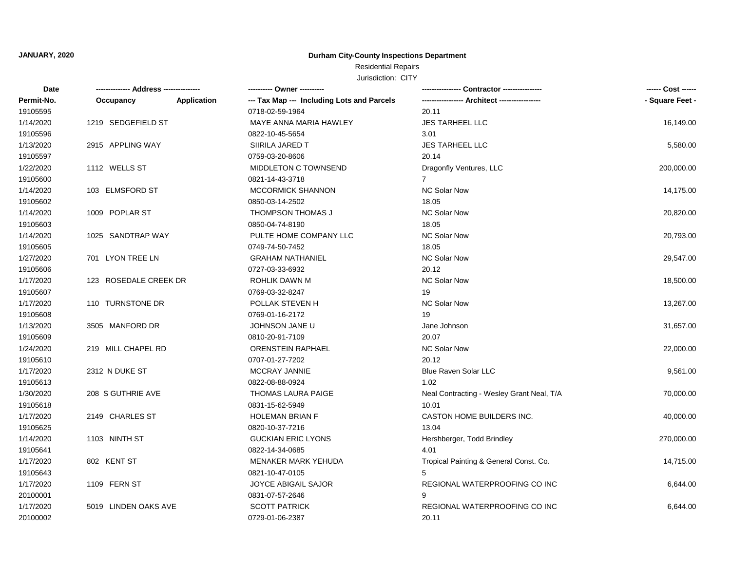**JANUARY, 2020**

**Durham City-County Inspections Department**

Residential Repairs

Jurisdiction: CITY

| Date / Permit-No. | Address / Occupancy | Application | Owner / Tax Map --- Including Lots and Parcels | Contractor / Architect | Cost / Square Feet |
|---|---|---|---|---|---|
| 19105595 | | | 0718-02-59-1964 | 20.11 | |
| 1/14/2020 | 1219 SEDGEFIELD ST | | MAYE ANNA MARIA HAWLEY | JES TARHEEL LLC | 16,149.00 |
| 19105596 | | | 0822-10-45-5654 | 3.01 | |
| 1/13/2020 | 2915 APPLING WAY | | SIIRILA JARED T | JES TARHEEL LLC | 5,580.00 |
| 19105597 | | | 0759-03-20-8606 | 20.14 | |
| 1/22/2020 | 1112 WELLS ST | | MIDDLETON C TOWNSEND | Dragonfly Ventures, LLC | 200,000.00 |
| 19105600 | | | 0821-14-43-3718 | 7 | |
| 1/14/2020 | 103 ELMSFORD ST | | MCCORMICK SHANNON | NC Solar Now | 14,175.00 |
| 19105602 | | | 0850-03-14-2502 | 18.05 | |
| 1/14/2020 | 1009 POPLAR ST | | THOMPSON THOMAS J | NC Solar Now | 20,820.00 |
| 19105603 | | | 0850-04-74-8190 | 18.05 | |
| 1/14/2020 | 1025 SANDTRAP WAY | | PULTE HOME COMPANY LLC | NC Solar Now | 20,793.00 |
| 19105605 | | | 0749-74-50-7452 | 18.05 | |
| 1/27/2020 | 701 LYON TREE LN | | GRAHAM NATHANIEL | NC Solar Now | 29,547.00 |
| 19105606 | | | 0727-03-33-6932 | 20.12 | |
| 1/17/2020 | 123 ROSEDALE CREEK DR | | ROHLIK DAWN M | NC Solar Now | 18,500.00 |
| 19105607 | | | 0769-03-32-8247 | 19 | |
| 1/17/2020 | 110 TURNSTONE DR | | POLLAK STEVEN H | NC Solar Now | 13,267.00 |
| 19105608 | | | 0769-01-16-2172 | 19 | |
| 1/13/2020 | 3505 MANFORD DR | | JOHNSON JANE U | Jane Johnson | 31,657.00 |
| 19105609 | | | 0810-20-91-7109 | 20.07 | |
| 1/24/2020 | 219 MILL CHAPEL RD | | ORENSTEIN RAPHAEL | NC Solar Now | 22,000.00 |
| 19105610 | | | 0707-01-27-7202 | 20.12 | |
| 1/17/2020 | 2312 N DUKE ST | | MCCRAY JANNIE | Blue Raven Solar LLC | 9,561.00 |
| 19105613 | | | 0822-08-88-0924 | 1.02 | |
| 1/30/2020 | 208 S GUTHRIE AVE | | THOMAS LAURA PAIGE | Neal Contracting - Wesley Grant Neal, T/A | 70,000.00 |
| 19105618 | | | 0831-15-62-5949 | 10.01 | |
| 1/17/2020 | 2149 CHARLES ST | | HOLEMAN BRIAN F | CASTON HOME BUILDERS INC. | 40,000.00 |
| 19105625 | | | 0820-10-37-7216 | 13.04 | |
| 1/14/2020 | 1103 NINTH ST | | GUCKIAN ERIC LYONS | Hershberger, Todd Brindley | 270,000.00 |
| 19105641 | | | 0822-14-34-0685 | 4.01 | |
| 1/17/2020 | 802 KENT ST | | MENAKER MARK YEHUDA | Tropical Painting & General Const. Co. | 14,715.00 |
| 19105643 | | | 0821-10-47-0105 | 5 | |
| 1/17/2020 | 1109 FERN ST | | JOYCE ABIGAIL SAJOR | REGIONAL WATERPROOFING CO INC | 6,644.00 |
| 20100001 | | | 0831-07-57-2646 | 9 | |
| 1/17/2020 | 5019 LINDEN OAKS AVE | | SCOTT PATRICK | REGIONAL WATERPROOFING CO INC | 6,644.00 |
| 20100002 | | | 0729-01-06-2387 | 20.11 | |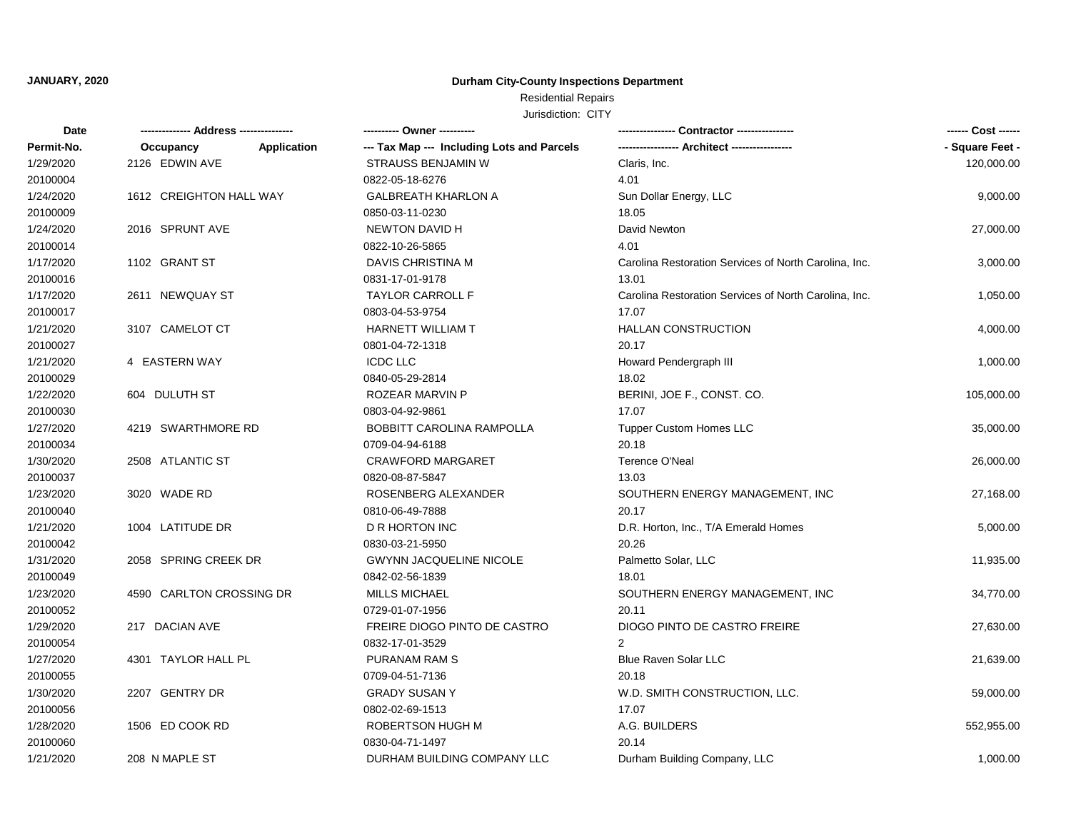**JANUARY, 2020**

**Durham City-County Inspections Department**

Residential Repairs

Jurisdiction: CITY

| Date / Permit-No. | Address / Occupancy / Application | Owner / Tax Map --- Including Lots and Parcels | Contractor / Architect | Cost / Square Feet |
|---|---|---|---|---|
| 1/29/2020<br>20100004 | 2126 EDWIN AVE | STRAUSS BENJAMIN W<br>0822-05-18-6276 | Claris, Inc.<br>4.01 | 120,000.00 |
| 1/24/2020<br>20100009 | 1612 CREIGHTON HALL WAY | GALBREATH KHARLON A<br>0850-03-11-0230 | Sun Dollar Energy, LLC<br>18.05 | 9,000.00 |
| 1/24/2020<br>20100014 | 2016 SPRUNT AVE | NEWTON DAVID H<br>0822-10-26-5865 | David Newton<br>4.01 | 27,000.00 |
| 1/17/2020<br>20100016 | 1102 GRANT ST | DAVIS CHRISTINA M<br>0831-17-01-9178 | Carolina Restoration Services of North Carolina, Inc.<br>13.01 | 3,000.00 |
| 1/17/2020<br>20100017 | 2611 NEWQUAY ST | TAYLOR CARROLL F<br>0803-04-53-9754 | Carolina Restoration Services of North Carolina, Inc.<br>17.07 | 1,050.00 |
| 1/21/2020<br>20100027 | 3107 CAMELOT CT | HARNETT WILLIAM T<br>0801-04-72-1318 | HALLAN CONSTRUCTION<br>20.17 | 4,000.00 |
| 1/21/2020<br>20100029 | 4 EASTERN WAY | ICDC LLC<br>0840-05-29-2814 | Howard Pendergraph III<br>18.02 | 1,000.00 |
| 1/22/2020<br>20100030 | 604 DULUTH ST | ROZEAR MARVIN P<br>0803-04-92-9861 | BERINI, JOE F., CONST. CO.<br>17.07 | 105,000.00 |
| 1/27/2020<br>20100034 | 4219 SWARTHMORE RD | BOBBITT CAROLINA RAMPOLLA<br>0709-04-94-6188 | Tupper Custom Homes LLC<br>20.18 | 35,000.00 |
| 1/30/2020<br>20100037 | 2508 ATLANTIC ST | CRAWFORD MARGARET<br>0820-08-87-5847 | Terence O'Neal<br>13.03 | 26,000.00 |
| 1/23/2020<br>20100040 | 3020 WADE RD | ROSENBERG ALEXANDER<br>0810-06-49-7888 | SOUTHERN ENERGY MANAGEMENT, INC<br>20.17 | 27,168.00 |
| 1/21/2020<br>20100042 | 1004 LATITUDE DR | D R HORTON INC<br>0830-03-21-5950 | D.R. Horton, Inc., T/A Emerald Homes<br>20.26 | 5,000.00 |
| 1/31/2020<br>20100049 | 2058 SPRING CREEK DR | GWYNN JACQUELINE NICOLE<br>0842-02-56-1839 | Palmetto Solar, LLC<br>18.01 | 11,935.00 |
| 1/23/2020<br>20100052 | 4590 CARLTON CROSSING DR | MILLS MICHAEL<br>0729-01-07-1956 | SOUTHERN ENERGY MANAGEMENT, INC<br>20.11 | 34,770.00 |
| 1/29/2020<br>20100054 | 217 DACIAN AVE | FREIRE DIOGO PINTO DE CASTRO<br>0832-17-01-3529 | DIOGO PINTO DE CASTRO FREIRE<br>2 | 27,630.00 |
| 1/27/2020<br>20100055 | 4301 TAYLOR HALL PL | PURANAM RAM S<br>0709-04-51-7136 | Blue Raven Solar LLC<br>20.18 | 21,639.00 |
| 1/30/2020<br>20100056 | 2207 GENTRY DR | GRADY SUSAN Y<br>0802-02-69-1513 | W.D. SMITH CONSTRUCTION, LLC.<br>17.07 | 59,000.00 |
| 1/28/2020<br>20100060 | 1506 ED COOK RD | ROBERTSON HUGH M<br>0830-04-71-1497 | A.G. BUILDERS<br>20.14 | 552,955.00 |
| 1/21/2020 | 208 N MAPLE ST | DURHAM BUILDING COMPANY LLC | Durham Building Company, LLC | 1,000.00 |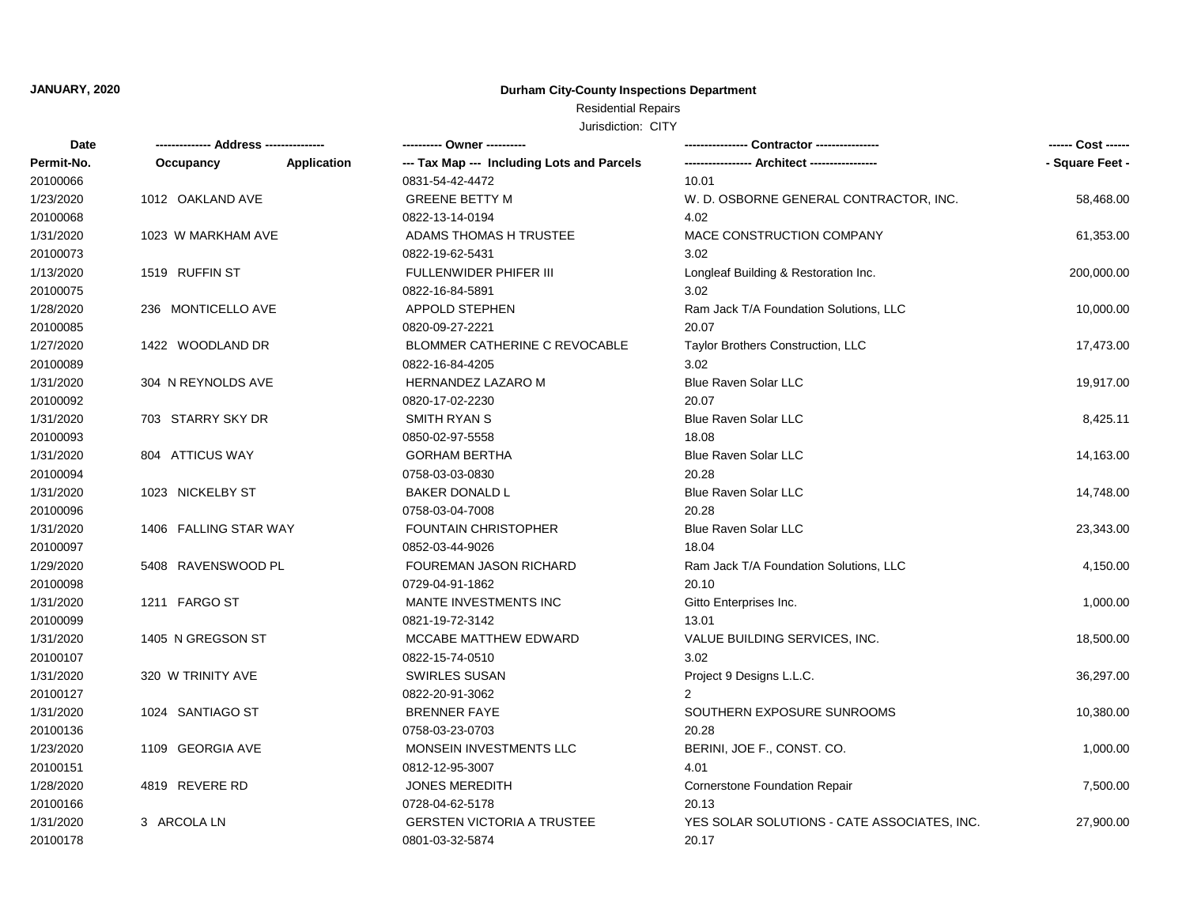**JANUARY, 2020**

**Durham City-County Inspections Department**

Residential Repairs

Jurisdiction: CITY

| Date | ------------- Address -------------- | | ---------- Owner ---------- | ---------------- Contractor ---------------- | ------ Cost ------ |
|---|---|---|---|---|---|
| Permit-No. | Occupancy | Application | --- Tax Map --- Including Lots and Parcels | ----------------- Architect ----------------- | - Square Feet - |
| 20100066 | | | 0831-54-42-4472 | 10.01 | |
| 1/23/2020 | 1012 OAKLAND AVE | | GREENE BETTY M | W. D. OSBORNE GENERAL CONTRACTOR, INC. | 58,468.00 |
| 20100068 | | | 0822-13-14-0194 | 4.02 | |
| 1/31/2020 | 1023 W MARKHAM AVE | | ADAMS THOMAS H TRUSTEE | MACE CONSTRUCTION COMPANY | 61,353.00 |
| 20100073 | | | 0822-19-62-5431 | 3.02 | |
| 1/13/2020 | 1519 RUFFIN ST | | FULLENWIDER PHIFER III | Longleaf Building & Restoration Inc. | 200,000.00 |
| 20100075 | | | 0822-16-84-5891 | 3.02 | |
| 1/28/2020 | 236 MONTICELLO AVE | | APPOLD STEPHEN | Ram Jack T/A Foundation Solutions, LLC | 10,000.00 |
| 20100085 | | | 0820-09-27-2221 | 20.07 | |
| 1/27/2020 | 1422 WOODLAND DR | | BLOMMER CATHERINE C REVOCABLE | Taylor Brothers Construction, LLC | 17,473.00 |
| 20100089 | | | 0822-16-84-4205 | 3.02 | |
| 1/31/2020 | 304 N REYNOLDS AVE | | HERNANDEZ LAZARO M | Blue Raven Solar LLC | 19,917.00 |
| 20100092 | | | 0820-17-02-2230 | 20.07 | |
| 1/31/2020 | 703 STARRY SKY DR | | SMITH RYAN S | Blue Raven Solar LLC | 8,425.11 |
| 20100093 | | | 0850-02-97-5558 | 18.08 | |
| 1/31/2020 | 804 ATTICUS WAY | | GORHAM BERTHA | Blue Raven Solar LLC | 14,163.00 |
| 20100094 | | | 0758-03-03-0830 | 20.28 | |
| 1/31/2020 | 1023 NICKELBY ST | | BAKER DONALD L | Blue Raven Solar LLC | 14,748.00 |
| 20100096 | | | 0758-03-04-7008 | 20.28 | |
| 1/31/2020 | 1406 FALLING STAR WAY | | FOUNTAIN CHRISTOPHER | Blue Raven Solar LLC | 23,343.00 |
| 20100097 | | | 0852-03-44-9026 | 18.04 | |
| 1/29/2020 | 5408 RAVENSWOOD PL | | FOUREMAN JASON RICHARD | Ram Jack T/A Foundation Solutions, LLC | 4,150.00 |
| 20100098 | | | 0729-04-91-1862 | 20.10 | |
| 1/31/2020 | 1211 FARGO ST | | MANTE INVESTMENTS INC | Gitto Enterprises Inc. | 1,000.00 |
| 20100099 | | | 0821-19-72-3142 | 13.01 | |
| 1/31/2020 | 1405 N GREGSON ST | | MCCABE MATTHEW EDWARD | VALUE BUILDING SERVICES, INC. | 18,500.00 |
| 20100107 | | | 0822-15-74-0510 | 3.02 | |
| 1/31/2020 | 320 W TRINITY AVE | | SWIRLES SUSAN | Project 9 Designs L.L.C. | 36,297.00 |
| 20100127 | | | 0822-20-91-3062 | 2 | |
| 1/31/2020 | 1024 SANTIAGO ST | | BRENNER FAYE | SOUTHERN EXPOSURE SUNROOMS | 10,380.00 |
| 20100136 | | | 0758-03-23-0703 | 20.28 | |
| 1/23/2020 | 1109 GEORGIA AVE | | MONSEIN INVESTMENTS LLC | BERINI, JOE F., CONST. CO. | 1,000.00 |
| 20100151 | | | 0812-12-95-3007 | 4.01 | |
| 1/28/2020 | 4819 REVERE RD | | JONES MEREDITH | Cornerstone Foundation Repair | 7,500.00 |
| 20100166 | | | 0728-04-62-5178 | 20.13 | |
| 1/31/2020 | 3 ARCOLA LN | | GERSTEN VICTORIA A TRUSTEE | YES SOLAR SOLUTIONS - CATE ASSOCIATES, INC. | 27,900.00 |
| 20100178 | | | 0801-03-32-5874 | 20.17 | |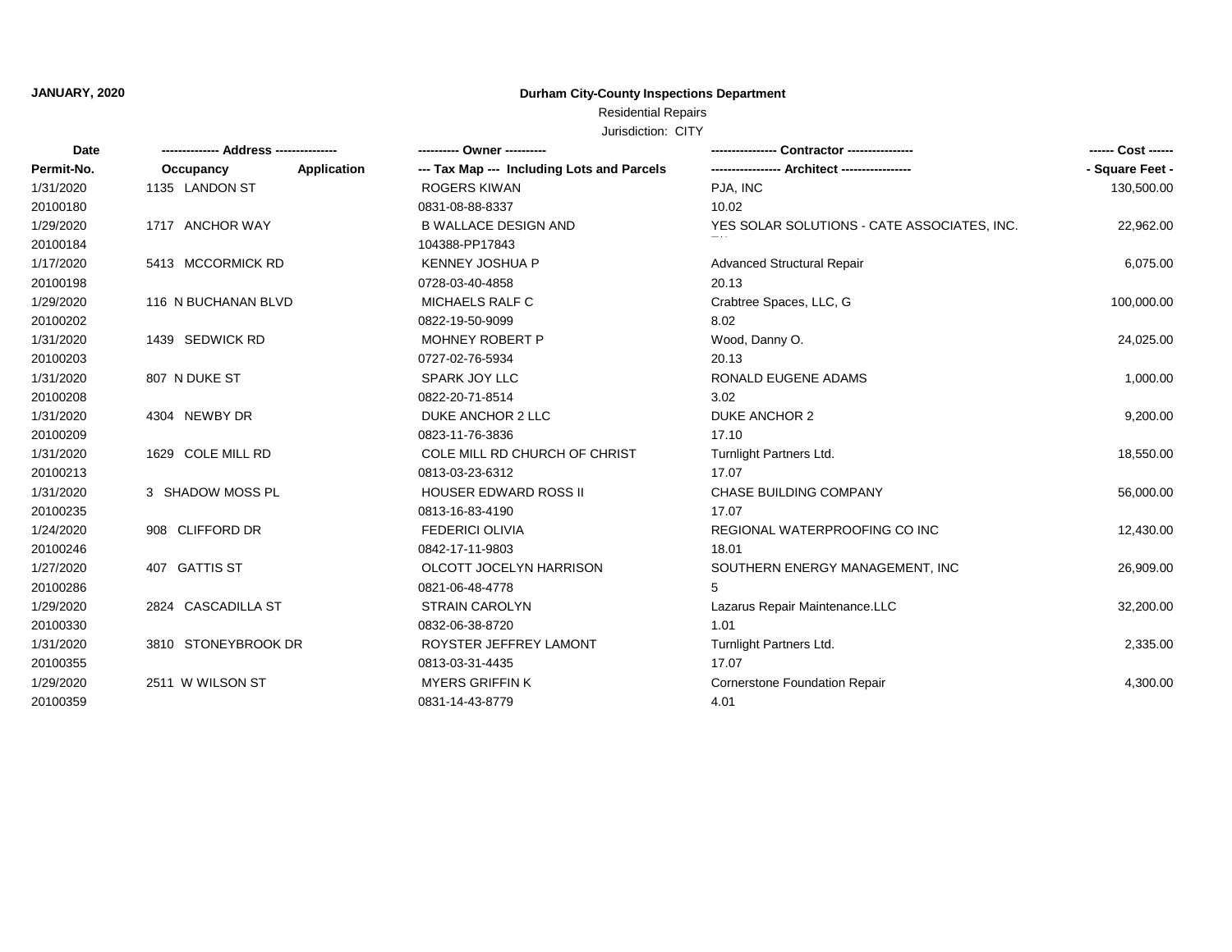**JANUARY, 2020**

**Durham City-County Inspections Department**

Residential Repairs

Jurisdiction: CITY

| Date<br>Permit-No. | ------------- Address ---------------<br>Occupancy / Application | ---------- Owner ----------<br>--- Tax Map --- Including Lots and Parcels | ---------------- Contractor ----------------<br>----------------- Architect ----------------- | ------ Cost ------<br>- Square Feet - |
|---|---|---|---|---|
| 1/31/2020<br>20100180 | 1135 LANDON ST | ROGERS KIWAN<br>0831-08-88-8337 | PJA, INC<br>10.02 | 130,500.00 |
| 1/29/2020<br>20100184 | 1717 ANCHOR WAY | B WALLACE DESIGN AND<br>104388-PP17843 | YES SOLAR SOLUTIONS - CATE ASSOCIATES, INC. | 22,962.00 |
| 1/17/2020<br>20100198 | 5413 MCCORMICK RD | KENNEY JOSHUA P<br>0728-03-40-4858 | Advanced Structural Repair<br>20.13 | 6,075.00 |
| 1/29/2020<br>20100202 | 116 N BUCHANAN BLVD | MICHAELS RALF C<br>0822-19-50-9099 | Crabtree Spaces, LLC, G<br>8.02 | 100,000.00 |
| 1/31/2020<br>20100203 | 1439 SEDWICK RD | MOHNEY ROBERT P<br>0727-02-76-5934 | Wood, Danny O.<br>20.13 | 24,025.00 |
| 1/31/2020<br>20100208 | 807 N DUKE ST | SPARK JOY LLC<br>0822-20-71-8514 | RONALD EUGENE ADAMS<br>3.02 | 1,000.00 |
| 1/31/2020<br>20100209 | 4304 NEWBY DR | DUKE ANCHOR 2 LLC<br>0823-11-76-3836 | DUKE ANCHOR 2<br>17.10 | 9,200.00 |
| 1/31/2020<br>20100213 | 1629 COLE MILL RD | COLE MILL RD CHURCH OF CHRIST<br>0813-03-23-6312 | Turnlight Partners Ltd.<br>17.07 | 18,550.00 |
| 1/31/2020<br>20100235 | 3 SHADOW MOSS PL | HOUSER EDWARD ROSS II<br>0813-16-83-4190 | CHASE BUILDING COMPANY<br>17.07 | 56,000.00 |
| 1/24/2020<br>20100246 | 908 CLIFFORD DR | FEDERICI OLIVIA<br>0842-17-11-9803 | REGIONAL WATERPROOFING CO INC<br>18.01 | 12,430.00 |
| 1/27/2020<br>20100286 | 407 GATTIS ST | OLCOTT JOCELYN HARRISON<br>0821-06-48-4778 | SOUTHERN ENERGY MANAGEMENT, INC<br>5 | 26,909.00 |
| 1/29/2020<br>20100330 | 2824 CASCADILLA ST | STRAIN CAROLYN<br>0832-06-38-8720 | Lazarus Repair Maintenance.LLC<br>1.01 | 32,200.00 |
| 1/31/2020<br>20100355 | 3810 STONEYBROOK DR | ROYSTER JEFFREY LAMONT<br>0813-03-31-4435 | Turnlight Partners Ltd.<br>17.07 | 2,335.00 |
| 1/29/2020<br>20100359 | 2511 W WILSON ST | MYERS GRIFFIN K<br>0831-14-43-8779 | Cornerstone Foundation Repair<br>4.01 | 4,300.00 |